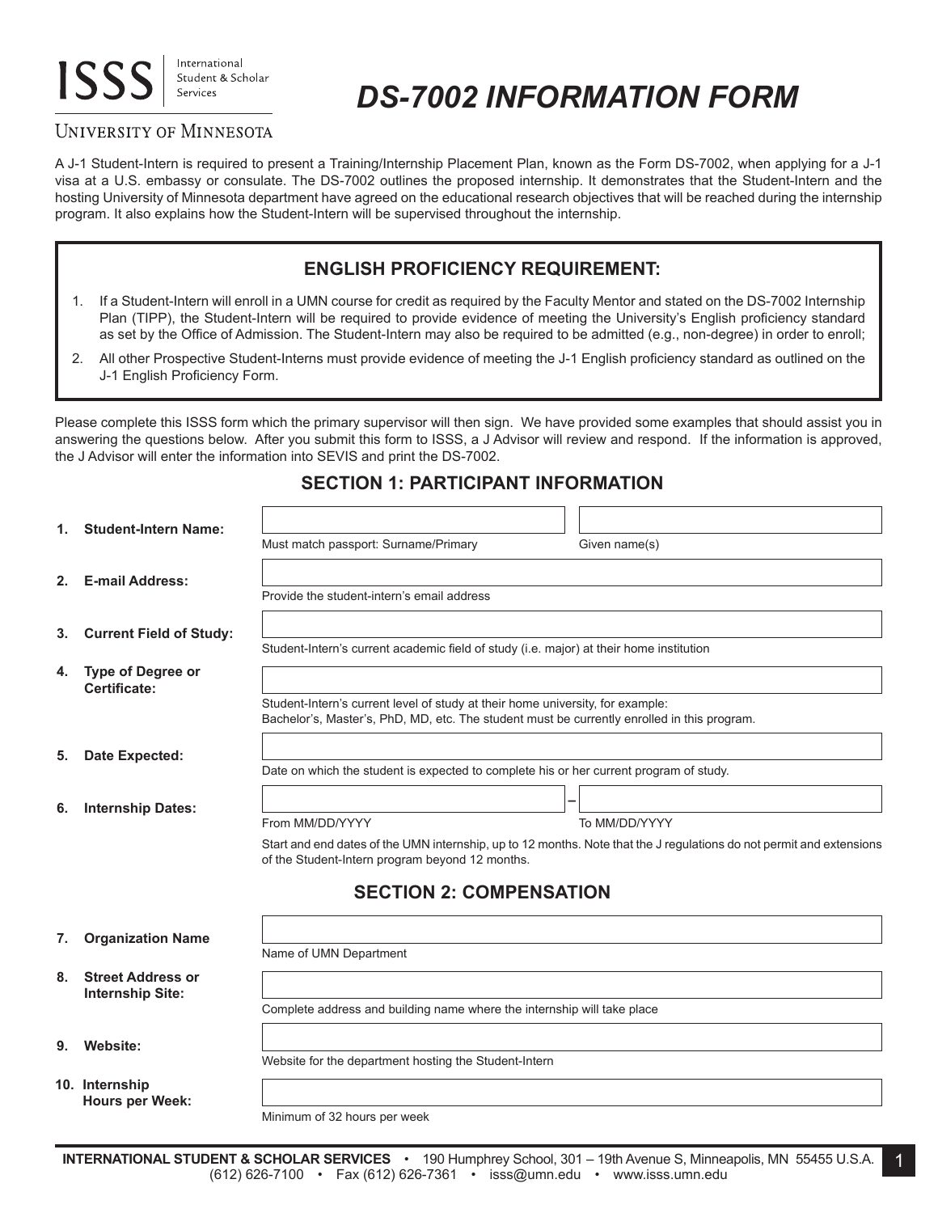ISSS | International Student & Scholar Services

UNIVERSITY OF MINNESOTA

# DS-7002 INFORMATION FORM

A J-1 Student-Intern is required to present a Training/Internship Placement Plan, known as the Form DS-7002, when applying for a J-1 visa at a U.S. embassy or consulate. The DS-7002 outlines the proposed internship. It demonstrates that the Student-Intern and the hosting University of Minnesota department have agreed on the educational research objectives that will be reached during the internship program. It also explains how the Student-Intern will be supervised throughout the internship.

## ENGLISH PROFICIENCY REQUIREMENT:

1. If a Student-Intern will enroll in a UMN course for credit as required by the Faculty Mentor and stated on the DS-7002 Internship Plan (TIPP), the Student-Intern will be required to provide evidence of meeting the University's English proficiency standard as set by the Office of Admission. The Student-Intern may also be required to be admitted (e.g., non-degree) in order to enroll;
2. All other Prospective Student-Interns must provide evidence of meeting the J-1 English proficiency standard as outlined on the J-1 English Proficiency Form.

Please complete this ISSS form which the primary supervisor will then sign. We have provided some examples that should assist you in answering the questions below. After you submit this form to ISSS, a J Advisor will review and respond. If the information is approved, the J Advisor will enter the information into SEVIS and print the DS-7002.

## SECTION 1: PARTICIPANT INFORMATION

1. **Student-Intern Name:**
   ______________________ Must match passport: Surname/Primary
   ______________________ Given name(s)

2. **E-mail Address:**
   ______________________ Provide the student-intern's email address

3. **Current Field of Study:**
   ______________________ Student-Intern's current academic field of study (i.e. major) at their home institution

4. **Type of Degree or Certificate:**
   ______________________ Student-Intern's current level of study at their home university, for example: Bachelor's, Master's, PhD, MD, etc. The student must be currently enrolled in this program.

5. **Date Expected:**
   ______________________ Date on which the student is expected to complete his or her current program of study.

6. **Internship Dates:**
   ______________________ From MM/DD/YYYY – ______________________ To MM/DD/YYYY

   Start and end dates of the UMN internship, up to 12 months. Note that the J regulations do not permit and extensions of the Student-Intern program beyond 12 months.

## SECTION 2: COMPENSATION

7. **Organization Name**
   ______________________ Name of UMN Department

8. **Street Address or Internship Site:**
   ______________________ Complete address and building name where the internship will take place

9. **Website:**
   ______________________ Website for the department hosting the Student-Intern

10. **Internship Hours per Week:**
    ______________________ Minimum of 32 hours per week

**INTERNATIONAL STUDENT & SCHOLAR SERVICES** • 190 Humphrey School, 301 – 19th Avenue S, Minneapolis, MN 55455 U.S.A. (612) 626-7100 • Fax (612) 626-7361 • isss@umn.edu • www.isss.umn.edu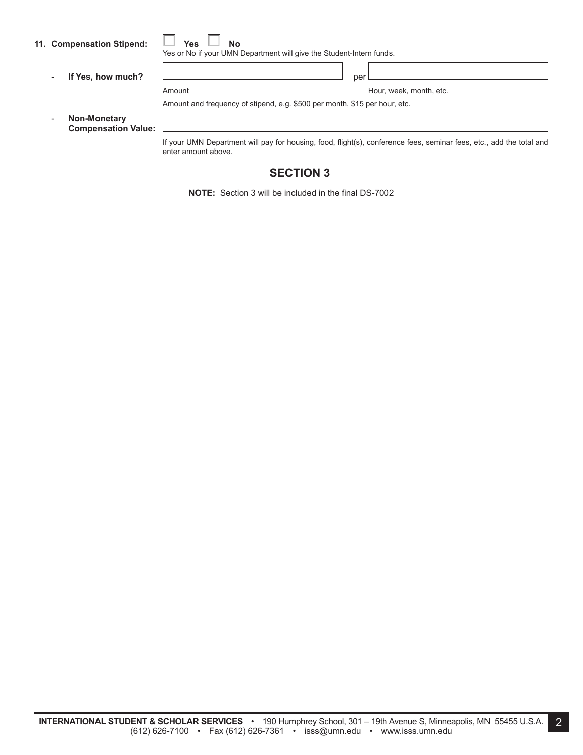**11. Compensation Stipend:** ☐ **Yes** ☐ **No**

Yes or No if your UMN Department will give the Student-Intern funds.

- **If Yes, how much?** \_\_\_\_\_\_\_\_\_\_ per \_\_\_\_\_\_\_\_\_\_

  Amount — Hour, week, month, etc.

  Amount and frequency of stipend, e.g. $500 per month, $15 per hour, etc.

- **Non-Monetary Compensation Value:** \_\_\_\_\_\_\_\_\_\_

  If your UMN Department will pay for housing, food, flight(s), conference fees, seminar fees, etc., add the total and enter amount above.

## SECTION 3

**NOTE:** Section 3 will be included in the final DS-7002

**INTERNATIONAL STUDENT & SCHOLAR SERVICES** • 190 Humphrey School, 301 – 19th Avenue S, Minneapolis, MN 55455 U.S.A.
(612) 626-7100 • Fax (612) 626-7361 • isss@umn.edu • www.isss.umn.edu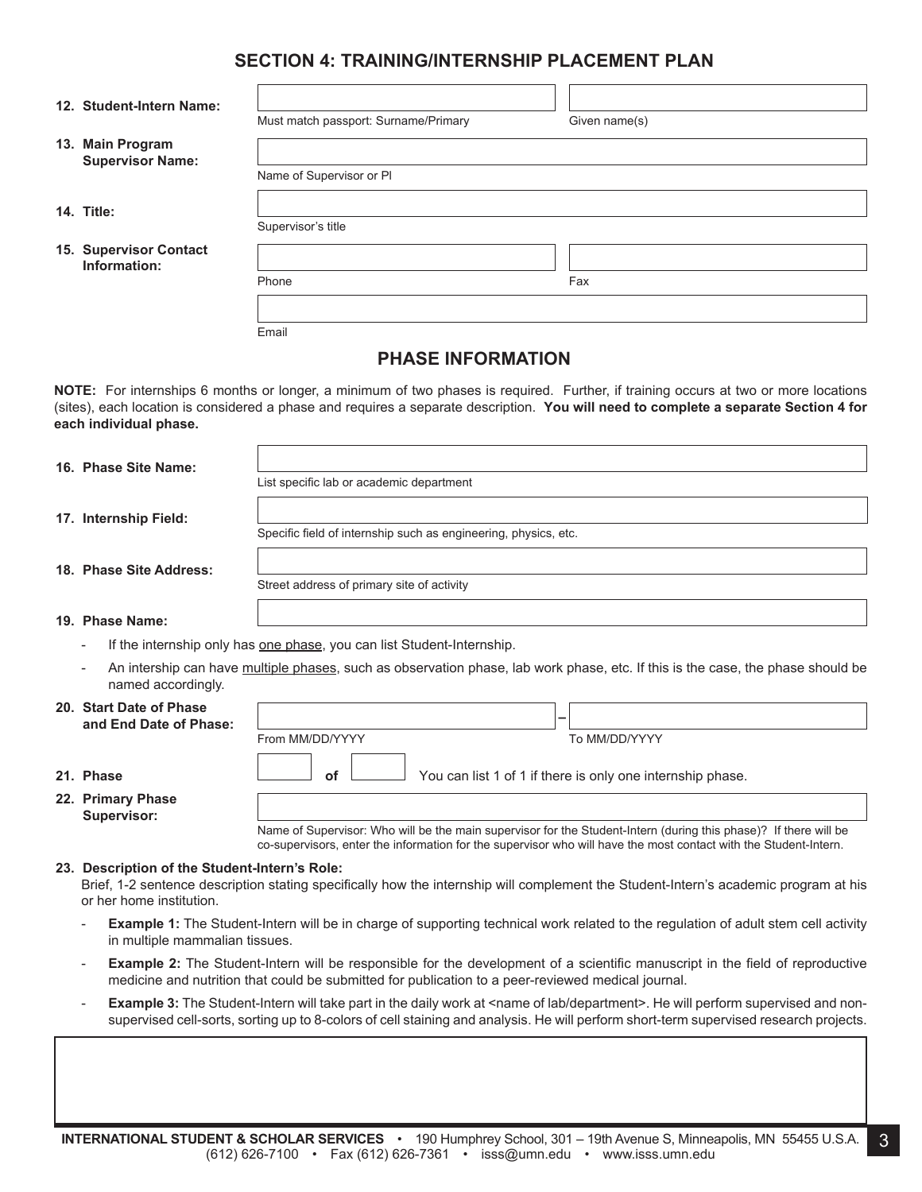## SECTION 4: TRAINING/INTERNSHIP PLACEMENT PLAN

**12. Student-Intern Name:**

Must match passport: Surname/Primary

Given name(s)

**13. Main Program Supervisor Name:**

Name of Supervisor or PI

**14. Title:**

Supervisor's title

**15. Supervisor Contact Information:**

Phone

Fax

Email

## PHASE INFORMATION

**NOTE:** For internships 6 months or longer, a minimum of two phases is required. Further, if training occurs at two or more locations (sites), each location is considered a phase and requires a separate description. **You will need to complete a separate Section 4 for each individual phase.**

**16. Phase Site Name:**

List specific lab or academic department

**17. Internship Field:**

Specific field of internship such as engineering, physics, etc.

**18. Phase Site Address:**

Street address of primary site of activity

**19. Phase Name:**

- If the internship only has one phase, you can list Student-Internship.
- An intership can have multiple phases, such as observation phase, lab work phase, etc. If this is the case, the phase should be named accordingly.

**20. Start Date of Phase and End Date of Phase:**

From MM/DD/YYYY – To MM/DD/YYYY

**21. Phase** ____ **of** ____ You can list 1 of 1 if there is only one internship phase.

**22. Primary Phase Supervisor:**

Name of Supervisor: Who will be the main supervisor for the Student-Intern (during this phase)? If there will be co-supervisors, enter the information for the supervisor who will have the most contact with the Student-Intern.

**23. Description of the Student-Intern's Role:**

Brief, 1-2 sentence description stating specifically how the internship will complement the Student-Intern's academic program at his or her home institution.

- **Example 1:** The Student-Intern will be in charge of supporting technical work related to the regulation of adult stem cell activity in multiple mammalian tissues.
- **Example 2:** The Student-Intern will be responsible for the development of a scientific manuscript in the field of reproductive medicine and nutrition that could be submitted for publication to a peer-reviewed medical journal.
- **Example 3:** The Student-Intern will take part in the daily work at <name of lab/department>. He will perform supervised and non-supervised cell-sorts, sorting up to 8-colors of cell staining and analysis. He will perform short-term supervised research projects.

**INTERNATIONAL STUDENT & SCHOLAR SERVICES** • 190 Humphrey School, 301 – 19th Avenue S, Minneapolis, MN 55455 U.S.A. (612) 626-7100 • Fax (612) 626-7361 • isss@umn.edu • www.isss.umn.edu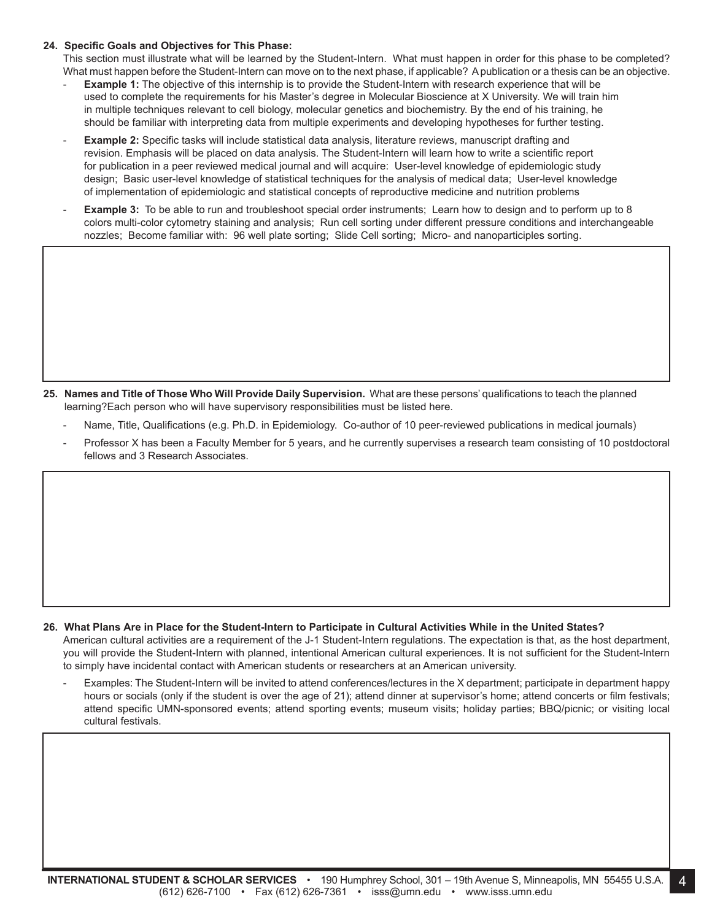**24. Specific Goals and Objectives for This Phase:**

This section must illustrate what will be learned by the Student-Intern. What must happen in order for this phase to be completed? What must happen before the Student-Intern can move on to the next phase, if applicable? A publication or a thesis can be an objective.

- **Example 1:** The objective of this internship is to provide the Student-Intern with research experience that will be used to complete the requirements for his Master's degree in Molecular Bioscience at X University. We will train him in multiple techniques relevant to cell biology, molecular genetics and biochemistry. By the end of his training, he should be familiar with interpreting data from multiple experiments and developing hypotheses for further testing.
- **Example 2:** Specific tasks will include statistical data analysis, literature reviews, manuscript drafting and revision. Emphasis will be placed on data analysis. The Student-Intern will learn how to write a scientific report for publication in a peer reviewed medical journal and will acquire: User-level knowledge of epidemiologic study design; Basic user-level knowledge of statistical techniques for the analysis of medical data; User-level knowledge of implementation of epidemiologic and statistical concepts of reproductive medicine and nutrition problems
- **Example 3:** To be able to run and troubleshoot special order instruments; Learn how to design and to perform up to 8 colors multi-color cytometry staining and analysis; Run cell sorting under different pressure conditions and interchangeable nozzles; Become familiar with: 96 well plate sorting; Slide Cell sorting; Micro- and nanoparticiples sorting.

**25. Names and Title of Those Who Will Provide Daily Supervision.** What are these persons' qualifications to teach the planned learning?Each person who will have supervisory responsibilities must be listed here.

- Name, Title, Qualifications (e.g. Ph.D. in Epidemiology. Co-author of 10 peer-reviewed publications in medical journals)
- Professor X has been a Faculty Member for 5 years, and he currently supervises a research team consisting of 10 postdoctoral fellows and 3 Research Associates.

**26. What Plans Are in Place for the Student-Intern to Participate in Cultural Activities While in the United States?**

American cultural activities are a requirement of the J-1 Student-Intern regulations. The expectation is that, as the host department, you will provide the Student-Intern with planned, intentional American cultural experiences. It is not sufficient for the Student-Intern to simply have incidental contact with American students or researchers at an American university.

- Examples: The Student-Intern will be invited to attend conferences/lectures in the X department; participate in department happy hours or socials (only if the student is over the age of 21); attend dinner at supervisor's home; attend concerts or film festivals; attend specific UMN-sponsored events; attend sporting events; museum visits; holiday parties; BBQ/picnic; or visiting local cultural festivals.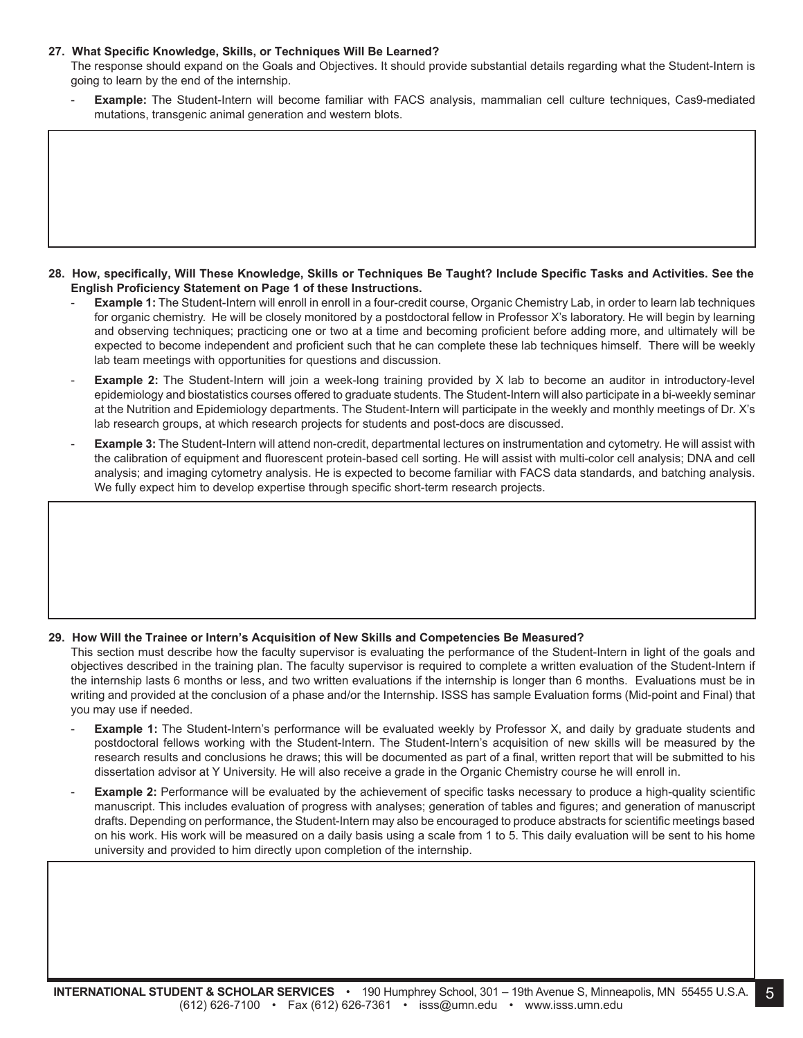**27. What Specific Knowledge, Skills, or Techniques Will Be Learned?**

The response should expand on the Goals and Objectives. It should provide substantial details regarding what the Student-Intern is going to learn by the end of the internship.

- **Example:** The Student-Intern will become familiar with FACS analysis, mammalian cell culture techniques, Cas9-mediated mutations, transgenic animal generation and western blots.

**28. How, specifically, Will These Knowledge, Skills or Techniques Be Taught? Include Specific Tasks and Activities. See the English Proficiency Statement on Page 1 of these Instructions.**

- **Example 1:** The Student-Intern will enroll in enroll in a four-credit course, Organic Chemistry Lab, in order to learn lab techniques for organic chemistry. He will be closely monitored by a postdoctoral fellow in Professor X's laboratory. He will begin by learning and observing techniques; practicing one or two at a time and becoming proficient before adding more, and ultimately will be expected to become independent and proficient such that he can complete these lab techniques himself. There will be weekly lab team meetings with opportunities for questions and discussion.
- **Example 2:** The Student-Intern will join a week-long training provided by X lab to become an auditor in introductory-level epidemiology and biostatistics courses offered to graduate students. The Student-Intern will also participate in a bi-weekly seminar at the Nutrition and Epidemiology departments. The Student-Intern will participate in the weekly and monthly meetings of Dr. X's lab research groups, at which research projects for students and post-docs are discussed.
- **Example 3:** The Student-Intern will attend non-credit, departmental lectures on instrumentation and cytometry. He will assist with the calibration of equipment and fluorescent protein-based cell sorting. He will assist with multi-color cell analysis; DNA and cell analysis; and imaging cytometry analysis. He is expected to become familiar with FACS data standards, and batching analysis. We fully expect him to develop expertise through specific short-term research projects.

**29. How Will the Trainee or Intern's Acquisition of New Skills and Competencies Be Measured?**

This section must describe how the faculty supervisor is evaluating the performance of the Student-Intern in light of the goals and objectives described in the training plan. The faculty supervisor is required to complete a written evaluation of the Student-Intern if the internship lasts 6 months or less, and two written evaluations if the internship is longer than 6 months. Evaluations must be in writing and provided at the conclusion of a phase and/or the Internship. ISSS has sample Evaluation forms (Mid-point and Final) that you may use if needed.

- **Example 1:** The Student-Intern's performance will be evaluated weekly by Professor X, and daily by graduate students and postdoctoral fellows working with the Student-Intern. The Student-Intern's acquisition of new skills will be measured by the research results and conclusions he draws; this will be documented as part of a final, written report that will be submitted to his dissertation advisor at Y University. He will also receive a grade in the Organic Chemistry course he will enroll in.
- **Example 2:** Performance will be evaluated by the achievement of specific tasks necessary to produce a high-quality scientific manuscript. This includes evaluation of progress with analyses; generation of tables and figures; and generation of manuscript drafts. Depending on performance, the Student-Intern may also be encouraged to produce abstracts for scientific meetings based on his work. His work will be measured on a daily basis using a scale from 1 to 5. This daily evaluation will be sent to his home university and provided to him directly upon completion of the internship.

**INTERNATIONAL STUDENT & SCHOLAR SERVICES** • 190 Humphrey School, 301 – 19th Avenue S, Minneapolis, MN 55455 U.S.A. (612) 626-7100 • Fax (612) 626-7361 • isss@umn.edu • www.isss.umn.edu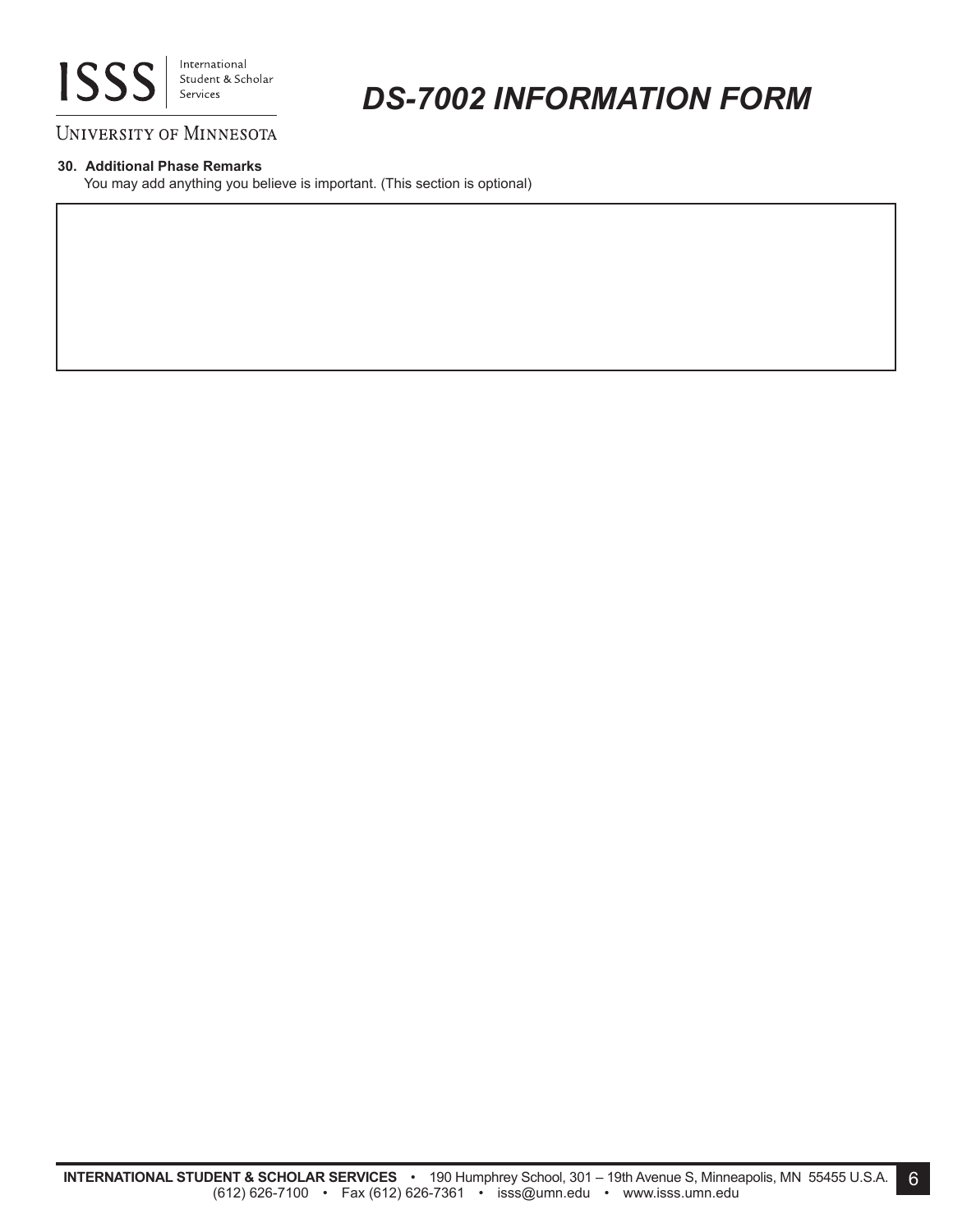# DS-7002 INFORMATION FORM

**30. Additional Phase Remarks**

You may add anything you believe is important. (This section is optional)